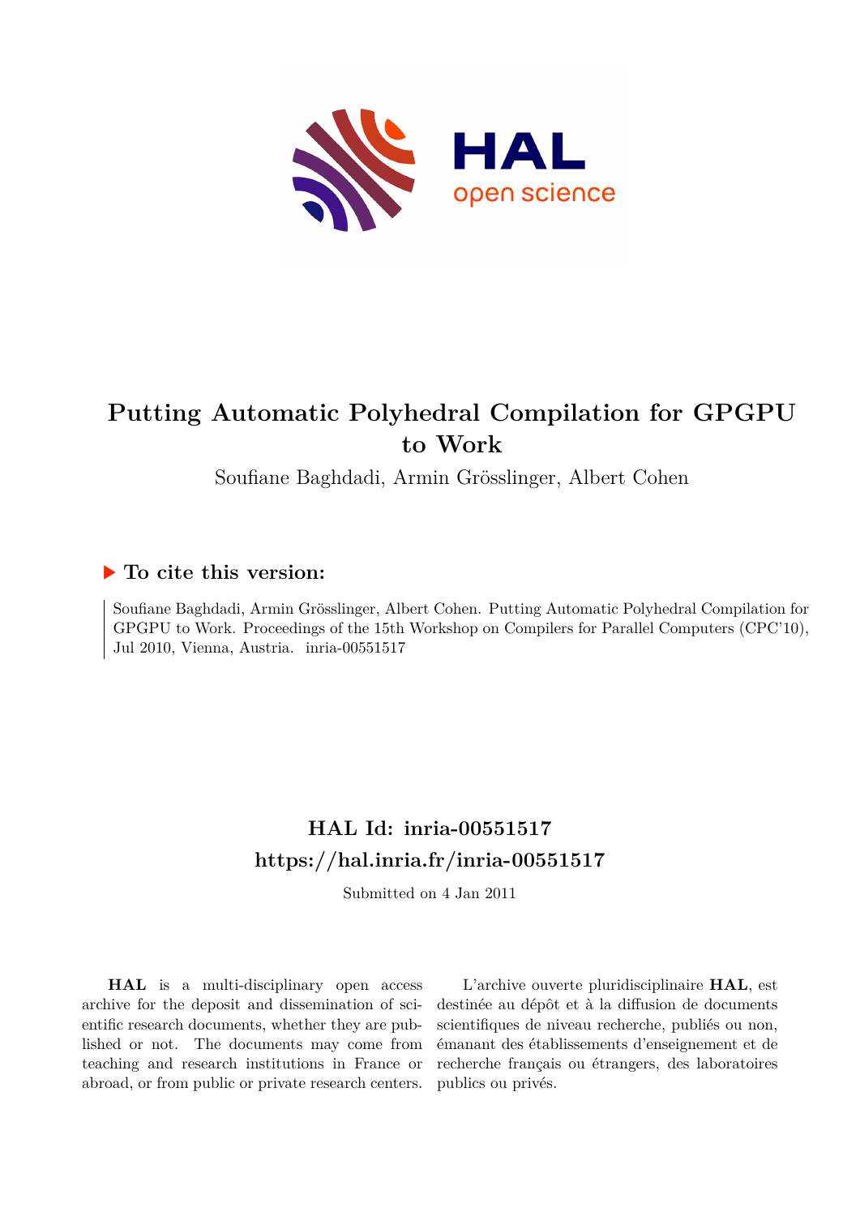# Putting Automatic Polyhedral Compilation for GPGPU to Work

Soufiane Baghdadi, Armin Grösslinger, Albert Cohen

## ▶ To cite this version:

Soufiane Baghdadi, Armin Grösslinger, Albert Cohen. Putting Automatic Polyhedral Compilation for GPGPU to Work. Proceedings of the 15th Workshop on Compilers for Parallel Computers (CPC'10), Jul 2010, Vienna, Austria. inria-00551517

## HAL Id: inria-00551517
## https://hal.inria.fr/inria-00551517

Submitted on 4 Jan 2011

**HAL** is a multi-disciplinary open access archive for the deposit and dissemination of scientific research documents, whether they are published or not. The documents may come from teaching and research institutions in France or abroad, or from public or private research centers.

L'archive ouverte pluridisciplinaire **HAL**, est destinée au dépôt et à la diffusion de documents scientifiques de niveau recherche, publiés ou non, émanant des établissements d'enseignement et de recherche français ou étrangers, des laboratoires publics ou privés.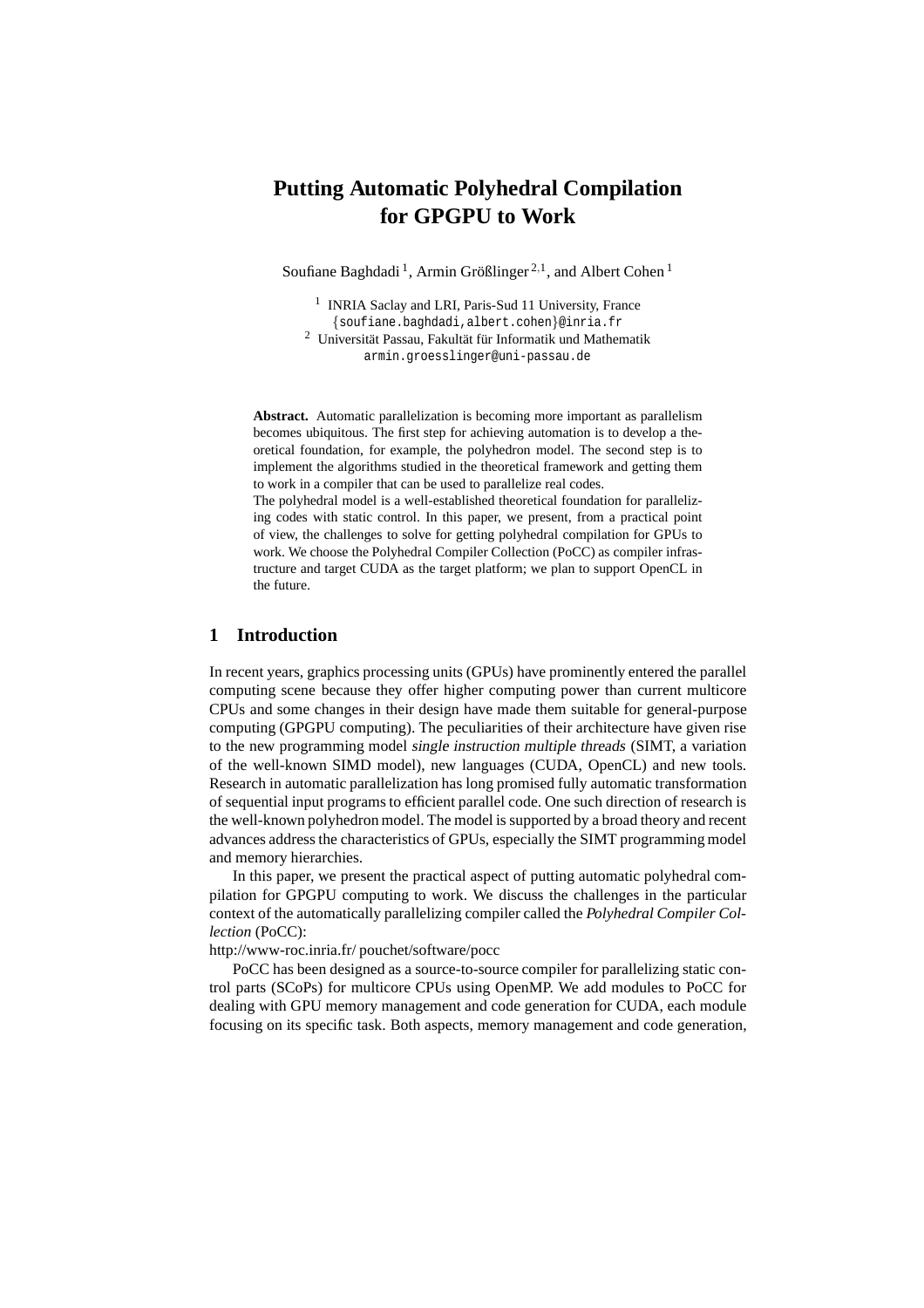# Putting Automatic Polyhedral Compilation for GPGPU to Work

Soufiane Baghdadi [1], Armin Größlinger [2,1], and Albert Cohen [1]

[1] INRIA Saclay and LRI, Paris-Sud 11 University, France
{soufiane.baghdadi,albert.cohen}@inria.fr
[2] Universität Passau, Fakultät für Informatik und Mathematik
armin.groesslinger@uni-passau.de

**Abstract.** Automatic parallelization is becoming more important as parallelism becomes ubiquitous. The first step for achieving automation is to develop a theoretical foundation, for example, the polyhedron model. The second step is to implement the algorithms studied in the theoretical framework and getting them to work in a compiler that can be used to parallelize real codes.
The polyhedral model is a well-established theoretical foundation for parallelizing codes with static control. In this paper, we present, from a practical point of view, the challenges to solve for getting polyhedral compilation for GPUs to work. We choose the Polyhedral Compiler Collection (PoCC) as compiler infrastructure and target CUDA as the target platform; we plan to support OpenCL in the future.

## 1 Introduction

In recent years, graphics processing units (GPUs) have prominently entered the parallel computing scene because they offer higher computing power than current multicore CPUs and some changes in their design have made them suitable for general-purpose computing (GPGPU computing). The peculiarities of their architecture have given rise to the new programming model *single instruction multiple threads* (SIMT, a variation of the well-known SIMD model), new languages (CUDA, OpenCL) and new tools. Research in automatic parallelization has long promised fully automatic transformation of sequential input programs to efficient parallel code. One such direction of research is the well-known polyhedron model. The model is supported by a broad theory and recent advances address the characteristics of GPUs, especially the SIMT programming model and memory hierarchies.

In this paper, we present the practical aspect of putting automatic polyhedral compilation for GPGPU computing to work. We discuss the challenges in the particular context of the automatically parallelizing compiler called the *Polyhedral Compiler Collection* (PoCC):
http://www-roc.inria.fr/ pouchet/software/pocc

PoCC has been designed as a source-to-source compiler for parallelizing static control parts (SCoPs) for multicore CPUs using OpenMP. We add modules to PoCC for dealing with GPU memory management and code generation for CUDA, each module focusing on its specific task. Both aspects, memory management and code generation,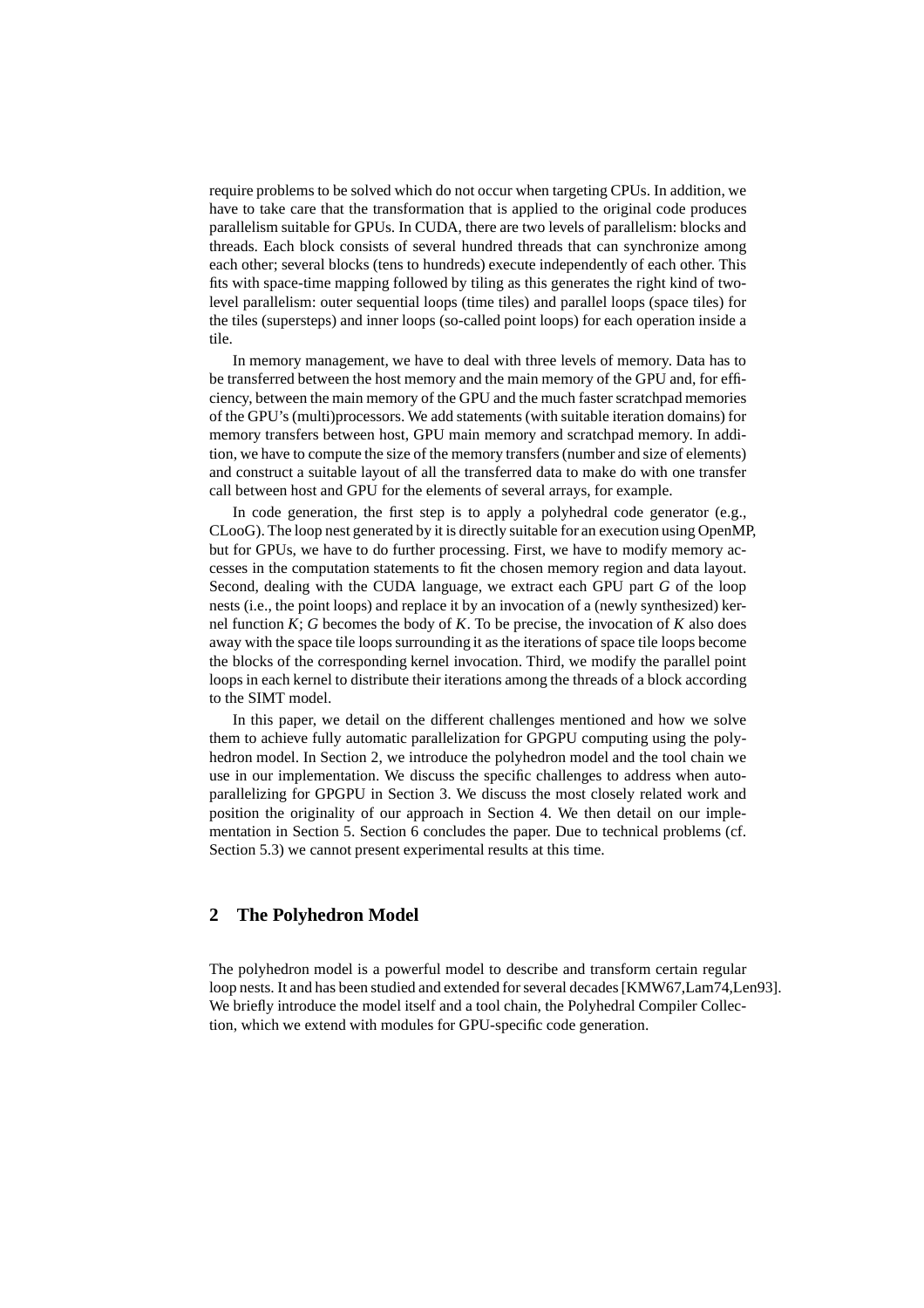require problems to be solved which do not occur when targeting CPUs. In addition, we have to take care that the transformation that is applied to the original code produces parallelism suitable for GPUs. In CUDA, there are two levels of parallelism: blocks and threads. Each block consists of several hundred threads that can synchronize among each other; several blocks (tens to hundreds) execute independently of each other. This fits with space-time mapping followed by tiling as this generates the right kind of two-level parallelism: outer sequential loops (time tiles) and parallel loops (space tiles) for the tiles (supersteps) and inner loops (so-called point loops) for each operation inside a tile.

In memory management, we have to deal with three levels of memory. Data has to be transferred between the host memory and the main memory of the GPU and, for efficiency, between the main memory of the GPU and the much faster scratchpad memories of the GPU's (multi)processors. We add statements (with suitable iteration domains) for memory transfers between host, GPU main memory and scratchpad memory. In addition, we have to compute the size of the memory transfers (number and size of elements) and construct a suitable layout of all the transferred data to make do with one transfer call between host and GPU for the elements of several arrays, for example.

In code generation, the first step is to apply a polyhedral code generator (e.g., CLooG). The loop nest generated by it is directly suitable for an execution using OpenMP, but for GPUs, we have to do further processing. First, we have to modify memory accesses in the computation statements to fit the chosen memory region and data layout. Second, dealing with the CUDA language, we extract each GPU part $G$ of the loop nests (i.e., the point loops) and replace it by an invocation of a (newly synthesized) kernel function $K$; $G$ becomes the body of $K$. To be precise, the invocation of $K$ also does away with the space tile loops surrounding it as the iterations of space tile loops become the blocks of the corresponding kernel invocation. Third, we modify the parallel point loops in each kernel to distribute their iterations among the threads of a block according to the SIMT model.

In this paper, we detail on the different challenges mentioned and how we solve them to achieve fully automatic parallelization for GPGPU computing using the polyhedron model. In Section 2, we introduce the polyhedron model and the tool chain we use in our implementation. We discuss the specific challenges to address when auto-parallelizing for GPGPU in Section 3. We discuss the most closely related work and position the originality of our approach in Section 4. We then detail on our implementation in Section 5. Section 6 concludes the paper. Due to technical problems (cf. Section 5.3) we cannot present experimental results at this time.

## 2 The Polyhedron Model

The polyhedron model is a powerful model to describe and transform certain regular loop nests. It and has been studied and extended for several decades [KMW67,Lam74,Len93]. We briefly introduce the model itself and a tool chain, the Polyhedral Compiler Collection, which we extend with modules for GPU-specific code generation.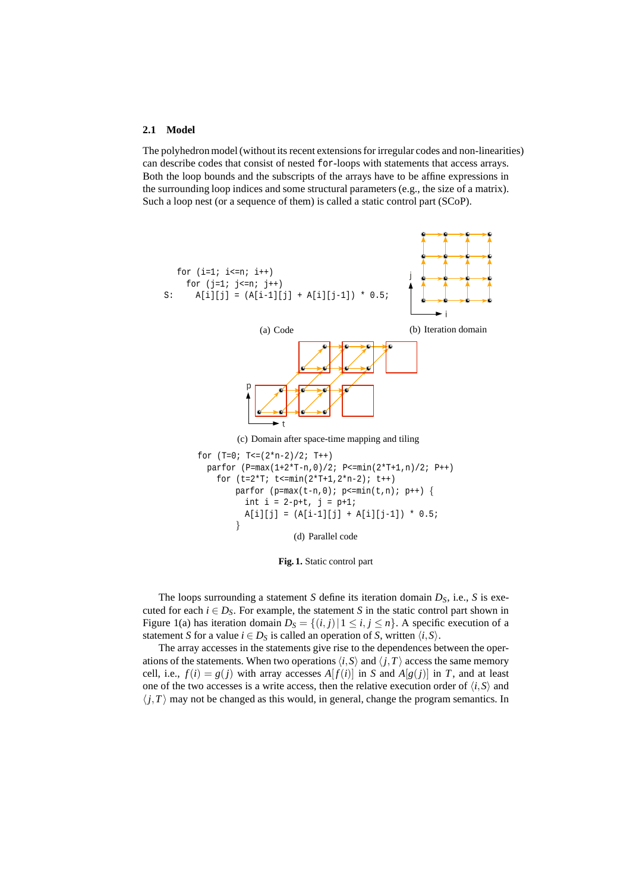### 2.1 Model

The polyhedron model (without its recent extensions for irregular codes and non-linearities) can describe codes that consist of nested `for`-loops with statements that access arrays. Both the loop bounds and the subscripts of the arrays have to be affine expressions in the surrounding loop indices and some structural parameters (e.g., the size of a matrix). Such a loop nest (or a sequence of them) is called a static control part (SCoP).

```
   for (i=1; i<=n; i++)
     for (j=1; j<=n; j++)
S:     A[i][j] = (A[i-1][j] + A[i][j-1]) * 0.5;
```

(a) Code

(b) Iteration domain

(c) Domain after space-time mapping and tiling

```
for (T=0; T<=(2*n-2)/2; T++)
  parfor (P=max(1+2*T-n,0)/2; P<=min(2*T+1,n)/2; P++)
    for (t=2*T; t<=min(2*T+1,2*n-2); t++)
      parfor (p=max(t-n,0); p<=min(t,n); p++) {
        int i = 2-p+t, j = p+1;
        A[i][j] = (A[i-1][j] + A[i][j-1]) * 0.5;
      }
```

(d) Parallel code

**Fig. 1.** Static control part

The loops surrounding a statement $S$ define its iteration domain $D_S$, i.e., $S$ is executed for each $i \in D_S$. For example, the statement $S$ in the static control part shown in Figure 1(a) has iteration domain $D_S = \{(i,j) \mid 1 \leq i,j \leq n\}$. A specific execution of a statement $S$ for a value $i \in D_S$ is called an operation of $S$, written $\langle i,S \rangle$.

The array accesses in the statements give rise to the dependences between the operations of the statements. When two operations $\langle i,S \rangle$ and $\langle j,T \rangle$ access the same memory cell, i.e., $f(i) = g(j)$ with array accesses $A[f(i)]$ in $S$ and $A[g(j)]$ in $T$, and at least one of the two accesses is a write access, then the relative execution order of $\langle i,S \rangle$ and $\langle j,T \rangle$ may not be changed as this would, in general, change the program semantics. In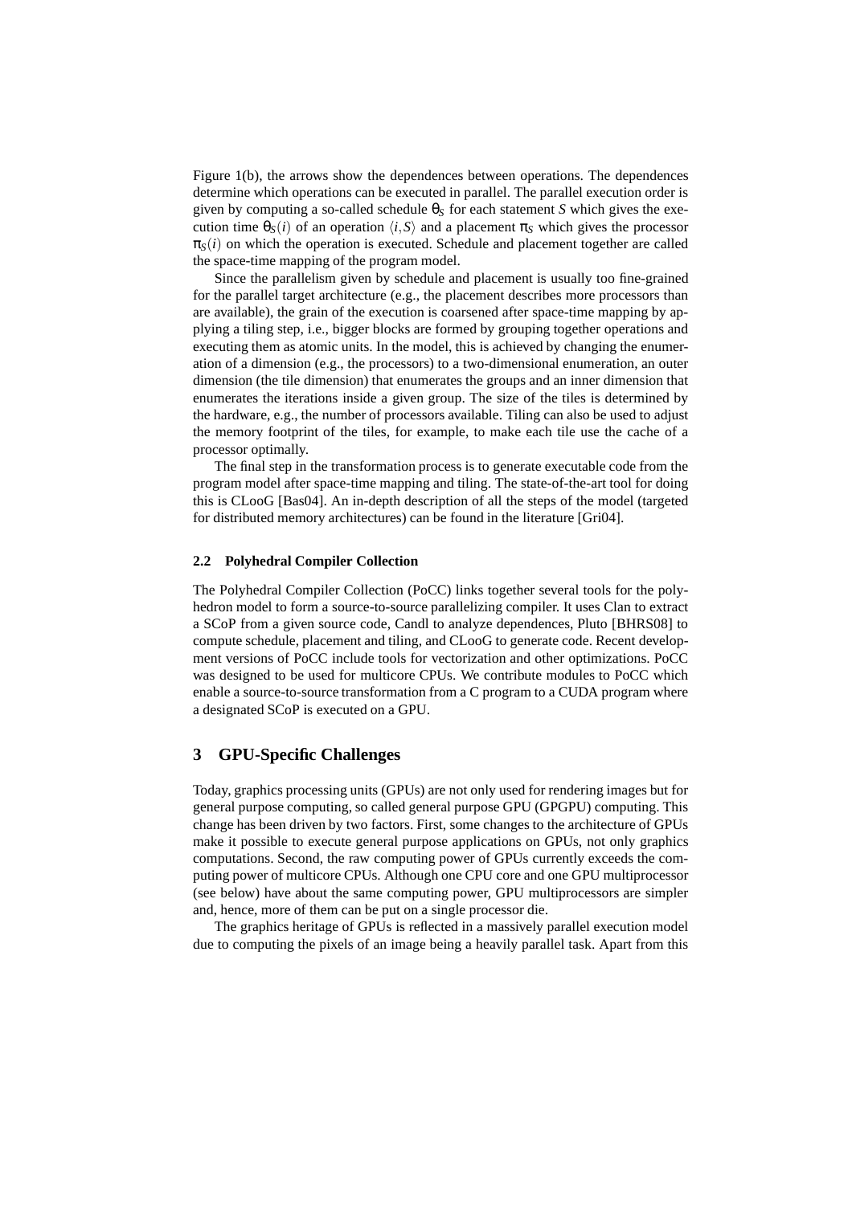Figure 1(b), the arrows show the dependences between operations. The dependences determine which operations can be executed in parallel. The parallel execution order is given by computing a so-called schedule $\theta_S$ for each statement $S$ which gives the execution time $\theta_S(i)$ of an operation $\langle i, S \rangle$ and a placement $\pi_S$ which gives the processor $\pi_S(i)$ on which the operation is executed. Schedule and placement together are called the space-time mapping of the program model.

Since the parallelism given by schedule and placement is usually too fine-grained for the parallel target architecture (e.g., the placement describes more processors than are available), the grain of the execution is coarsened after space-time mapping by applying a tiling step, i.e., bigger blocks are formed by grouping together operations and executing them as atomic units. In the model, this is achieved by changing the enumeration of a dimension (e.g., the processors) to a two-dimensional enumeration, an outer dimension (the tile dimension) that enumerates the groups and an inner dimension that enumerates the iterations inside a given group. The size of the tiles is determined by the hardware, e.g., the number of processors available. Tiling can also be used to adjust the memory footprint of the tiles, for example, to make each tile use the cache of a processor optimally.

The final step in the transformation process is to generate executable code from the program model after space-time mapping and tiling. The state-of-the-art tool for doing this is CLooG [Bas04]. An in-depth description of all the steps of the model (targeted for distributed memory architectures) can be found in the literature [Gri04].

### 2.2 Polyhedral Compiler Collection

The Polyhedral Compiler Collection (PoCC) links together several tools for the polyhedron model to form a source-to-source parallelizing compiler. It uses Clan to extract a SCoP from a given source code, Candl to analyze dependences, Pluto [BHRS08] to compute schedule, placement and tiling, and CLooG to generate code. Recent development versions of PoCC include tools for vectorization and other optimizations. PoCC was designed to be used for multicore CPUs. We contribute modules to PoCC which enable a source-to-source transformation from a C program to a CUDA program where a designated SCoP is executed on a GPU.

## 3 GPU-Specific Challenges

Today, graphics processing units (GPUs) are not only used for rendering images but for general purpose computing, so called general purpose GPU (GPGPU) computing. This change has been driven by two factors. First, some changes to the architecture of GPUs make it possible to execute general purpose applications on GPUs, not only graphics computations. Second, the raw computing power of GPUs currently exceeds the computing power of multicore CPUs. Although one CPU core and one GPU multiprocessor (see below) have about the same computing power, GPU multiprocessors are simpler and, hence, more of them can be put on a single processor die.

The graphics heritage of GPUs is reflected in a massively parallel execution model due to computing the pixels of an image being a heavily parallel task. Apart from this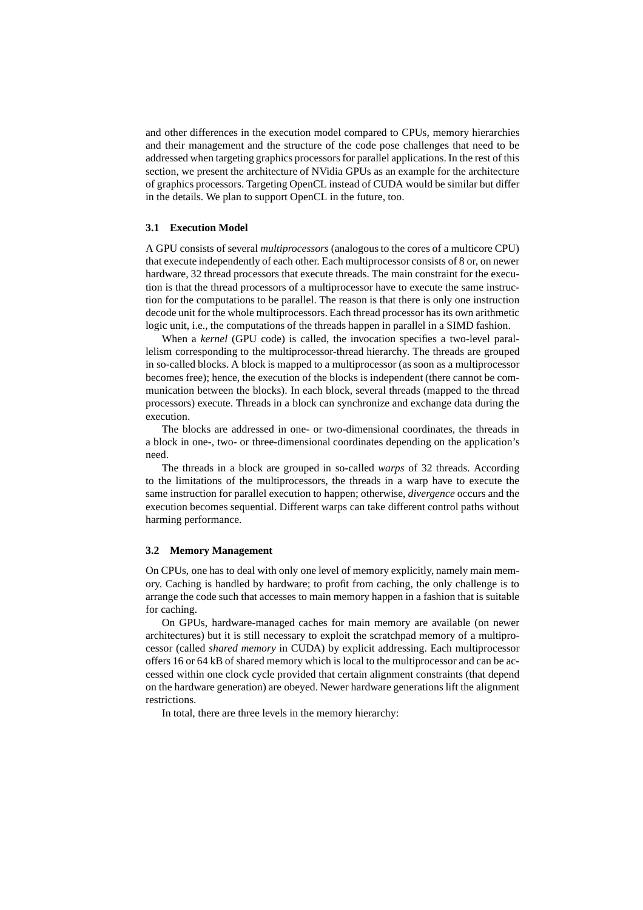and other differences in the execution model compared to CPUs, memory hierarchies and their management and the structure of the code pose challenges that need to be addressed when targeting graphics processors for parallel applications. In the rest of this section, we present the architecture of NVidia GPUs as an example for the architecture of graphics processors. Targeting OpenCL instead of CUDA would be similar but differ in the details. We plan to support OpenCL in the future, too.

### 3.1 Execution Model

A GPU consists of several *multiprocessors* (analogous to the cores of a multicore CPU) that execute independently of each other. Each multiprocessor consists of 8 or, on newer hardware, 32 thread processors that execute threads. The main constraint for the execution is that the thread processors of a multiprocessor have to execute the same instruction for the computations to be parallel. The reason is that there is only one instruction decode unit for the whole multiprocessors. Each thread processor has its own arithmetic logic unit, i.e., the computations of the threads happen in parallel in a SIMD fashion.

When a *kernel* (GPU code) is called, the invocation specifies a two-level parallelism corresponding to the multiprocessor-thread hierarchy. The threads are grouped in so-called blocks. A block is mapped to a multiprocessor (as soon as a multiprocessor becomes free); hence, the execution of the blocks is independent (there cannot be communication between the blocks). In each block, several threads (mapped to the thread processors) execute. Threads in a block can synchronize and exchange data during the execution.

The blocks are addressed in one- or two-dimensional coordinates, the threads in a block in one-, two- or three-dimensional coordinates depending on the application's need.

The threads in a block are grouped in so-called *warps* of 32 threads. According to the limitations of the multiprocessors, the threads in a warp have to execute the same instruction for parallel execution to happen; otherwise, *divergence* occurs and the execution becomes sequential. Different warps can take different control paths without harming performance.

### 3.2 Memory Management

On CPUs, one has to deal with only one level of memory explicitly, namely main memory. Caching is handled by hardware; to profit from caching, the only challenge is to arrange the code such that accesses to main memory happen in a fashion that is suitable for caching.

On GPUs, hardware-managed caches for main memory are available (on newer architectures) but it is still necessary to exploit the scratchpad memory of a multiprocessor (called *shared memory* in CUDA) by explicit addressing. Each multiprocessor offers 16 or 64 kB of shared memory which is local to the multiprocessor and can be accessed within one clock cycle provided that certain alignment constraints (that depend on the hardware generation) are obeyed. Newer hardware generations lift the alignment restrictions.

In total, there are three levels in the memory hierarchy: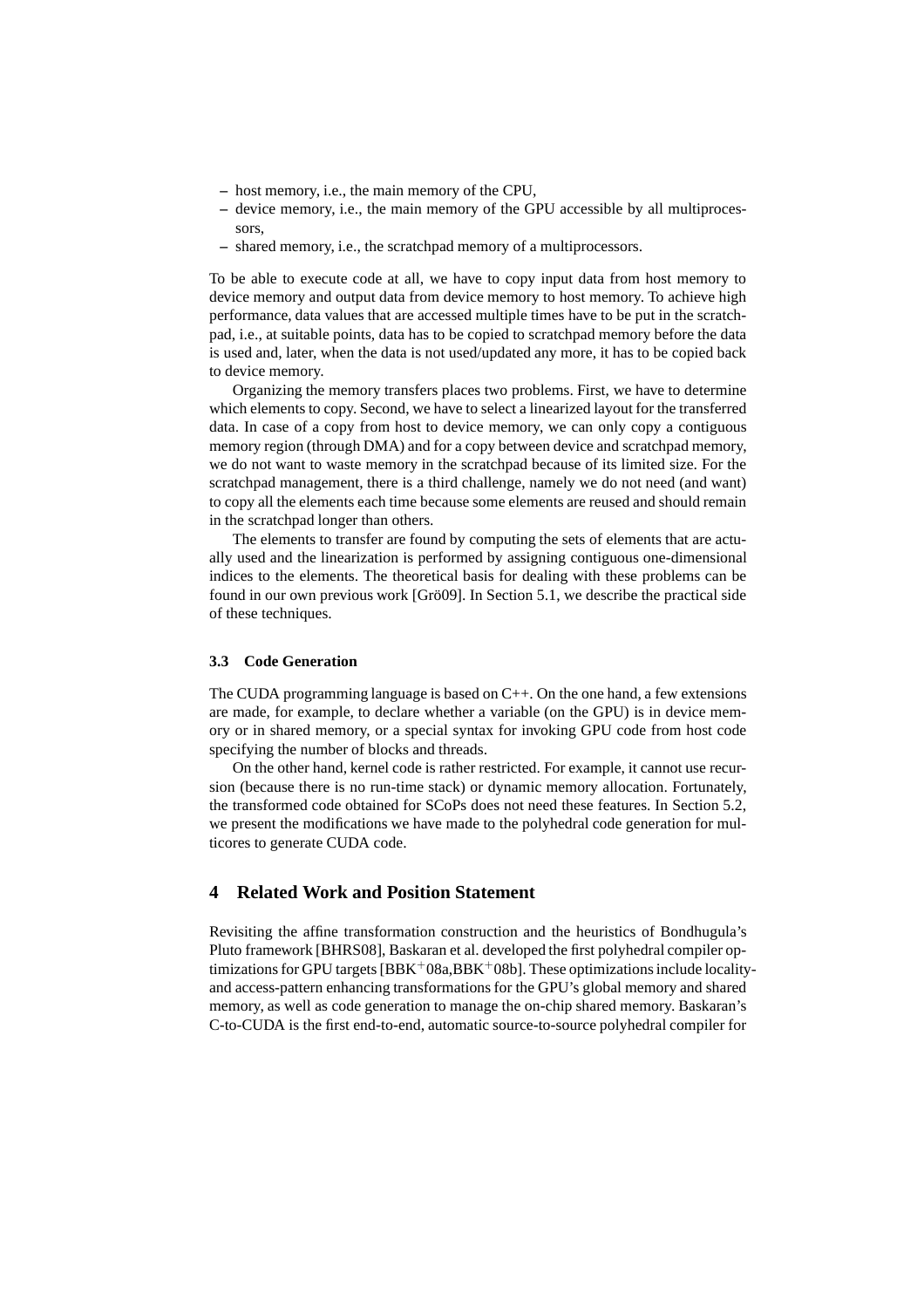- host memory, i.e., the main memory of the CPU,
- device memory, i.e., the main memory of the GPU accessible by all multiprocessors,
- shared memory, i.e., the scratchpad memory of a multiprocessors.

To be able to execute code at all, we have to copy input data from host memory to device memory and output data from device memory to host memory. To achieve high performance, data values that are accessed multiple times have to be put in the scratchpad, i.e., at suitable points, data has to be copied to scratchpad memory before the data is used and, later, when the data is not used/updated any more, it has to be copied back to device memory.

Organizing the memory transfers places two problems. First, we have to determine which elements to copy. Second, we have to select a linearized layout for the transferred data. In case of a copy from host to device memory, we can only copy a contiguous memory region (through DMA) and for a copy between device and scratchpad memory, we do not want to waste memory in the scratchpad because of its limited size. For the scratchpad management, there is a third challenge, namely we do not need (and want) to copy all the elements each time because some elements are reused and should remain in the scratchpad longer than others.

The elements to transfer are found by computing the sets of elements that are actually used and the linearization is performed by assigning contiguous one-dimensional indices to the elements. The theoretical basis for dealing with these problems can be found in our own previous work [Grö09]. In Section 5.1, we describe the practical side of these techniques.

### 3.3 Code Generation

The CUDA programming language is based on C++. On the one hand, a few extensions are made, for example, to declare whether a variable (on the GPU) is in device memory or in shared memory, or a special syntax for invoking GPU code from host code specifying the number of blocks and threads.

On the other hand, kernel code is rather restricted. For example, it cannot use recursion (because there is no run-time stack) or dynamic memory allocation. Fortunately, the transformed code obtained for SCoPs does not need these features. In Section 5.2, we present the modifications we have made to the polyhedral code generation for multicores to generate CUDA code.

## 4 Related Work and Position Statement

Revisiting the affine transformation construction and the heuristics of Bondhugula's Pluto framework [BHRS08], Baskaran et al. developed the first polyhedral compiler optimizations for GPU targets [BBK+08a,BBK+08b]. These optimizations include locality- and access-pattern enhancing transformations for the GPU's global memory and shared memory, as well as code generation to manage the on-chip shared memory. Baskaran's C-to-CUDA is the first end-to-end, automatic source-to-source polyhedral compiler for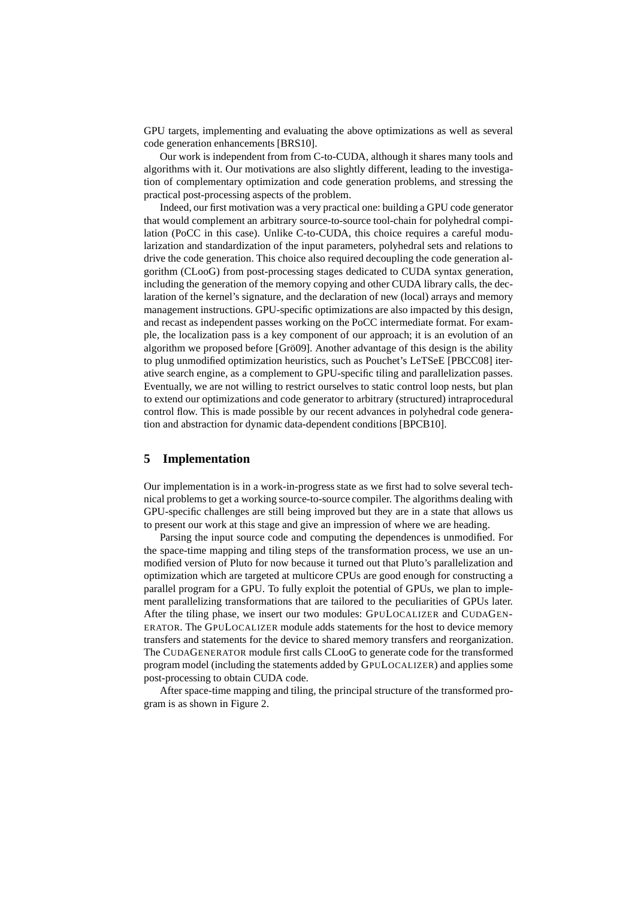GPU targets, implementing and evaluating the above optimizations as well as several code generation enhancements [BRS10].

Our work is independent from from C-to-CUDA, although it shares many tools and algorithms with it. Our motivations are also slightly different, leading to the investigation of complementary optimization and code generation problems, and stressing the practical post-processing aspects of the problem.

Indeed, our first motivation was a very practical one: building a GPU code generator that would complement an arbitrary source-to-source tool-chain for polyhedral compilation (PoCC in this case). Unlike C-to-CUDA, this choice requires a careful modularization and standardization of the input parameters, polyhedral sets and relations to drive the code generation. This choice also required decoupling the code generation algorithm (CLooG) from post-processing stages dedicated to CUDA syntax generation, including the generation of the memory copying and other CUDA library calls, the declaration of the kernel's signature, and the declaration of new (local) arrays and memory management instructions. GPU-specific optimizations are also impacted by this design, and recast as independent passes working on the PoCC intermediate format. For example, the localization pass is a key component of our approach; it is an evolution of an algorithm we proposed before [Grö09]. Another advantage of this design is the ability to plug unmodified optimization heuristics, such as Pouchet's LeTSeE [PBCC08] iterative search engine, as a complement to GPU-specific tiling and parallelization passes. Eventually, we are not willing to restrict ourselves to static control loop nests, but plan to extend our optimizations and code generator to arbitrary (structured) intraprocedural control flow. This is made possible by our recent advances in polyhedral code generation and abstraction for dynamic data-dependent conditions [BPCB10].

## 5 Implementation

Our implementation is in a work-in-progress state as we first had to solve several technical problems to get a working source-to-source compiler. The algorithms dealing with GPU-specific challenges are still being improved but they are in a state that allows us to present our work at this stage and give an impression of where we are heading.

Parsing the input source code and computing the dependences is unmodified. For the space-time mapping and tiling steps of the transformation process, we use an unmodified version of Pluto for now because it turned out that Pluto's parallelization and optimization which are targeted at multicore CPUs are good enough for constructing a parallel program for a GPU. To fully exploit the potential of GPUs, we plan to implement parallelizing transformations that are tailored to the peculiarities of GPUs later. After the tiling phase, we insert our two modules: GPULOCALIZER and CUDAGENERATOR. The GPULOCALIZER module adds statements for the host to device memory transfers and statements for the device to shared memory transfers and reorganization. The CUDAGENERATOR module first calls CLooG to generate code for the transformed program model (including the statements added by GPULOCALIZER) and applies some post-processing to obtain CUDA code.

After space-time mapping and tiling, the principal structure of the transformed program is as shown in Figure 2.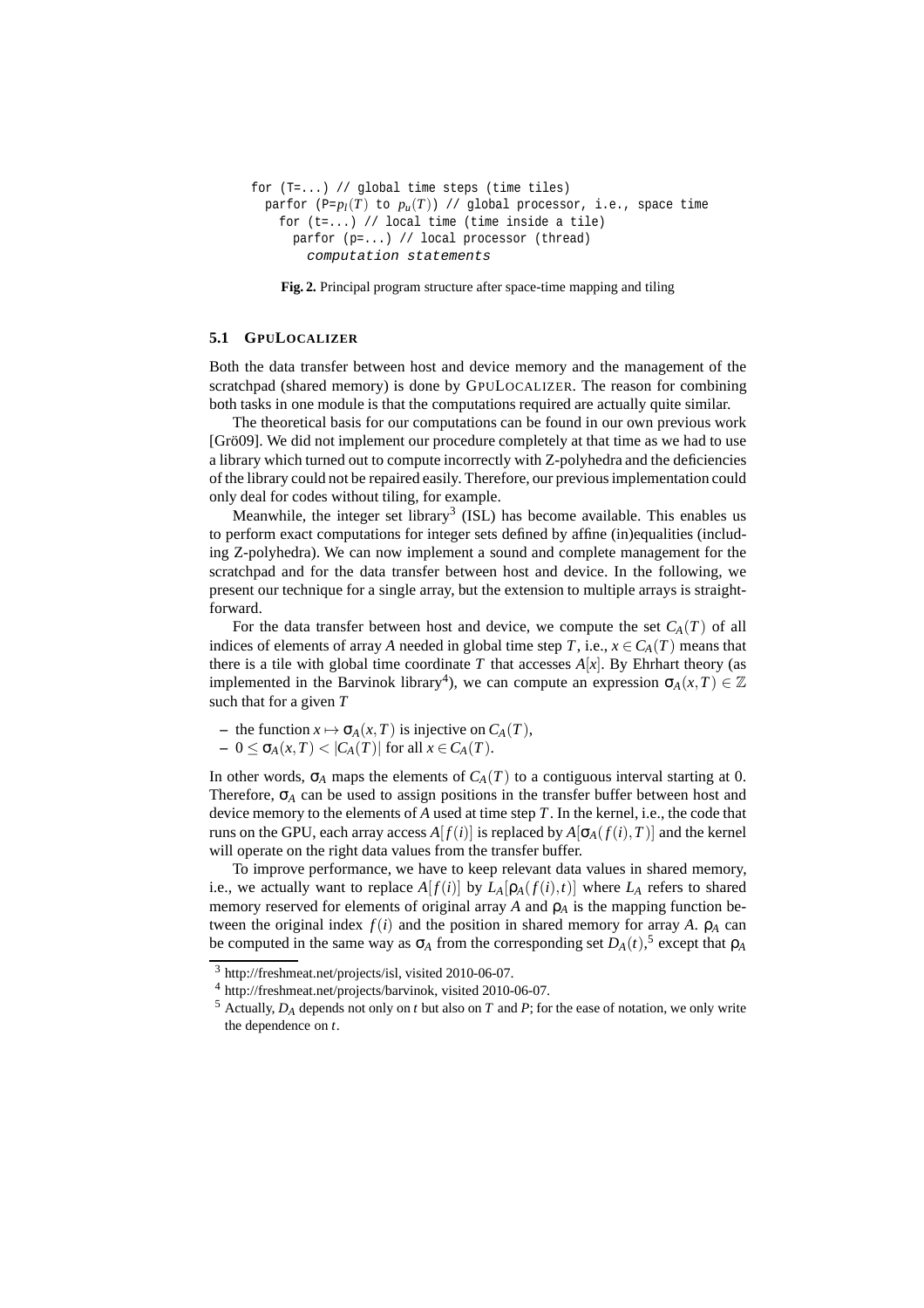```
for (T=...) // global time steps (time tiles)
  parfor (P=p_l(T) to p_u(T)) // global processor, i.e., space time
    for (t=...) // local time (time inside a tile)
      parfor (p=...) // local processor (thread)
        computation statements
```

**Fig. 2.** Principal program structure after space-time mapping and tiling

### 5.1 GPULocalizer

Both the data transfer between host and device memory and the management of the scratchpad (shared memory) is done by GPULocalizer. The reason for combining both tasks in one module is that the computations required are actually quite similar.

The theoretical basis for our computations can be found in our own previous work [Grö09]. We did not implement our procedure completely at that time as we had to use a library which turned out to compute incorrectly with Z-polyhedra and the deficiencies of the library could not be repaired easily. Therefore, our previous implementation could only deal for codes without tiling, for example.

Meanwhile, the integer set library[3] (ISL) has become available. This enables us to perform exact computations for integer sets defined by affine (in)equalities (including Z-polyhedra). We can now implement a sound and complete management for the scratchpad and for the data transfer between host and device. In the following, we present our technique for a single array, but the extension to multiple arrays is straightforward.

For the data transfer between host and device, we compute the set $C_A(T)$ of all indices of elements of array $A$ needed in global time step $T$, i.e., $x \in C_A(T)$ means that there is a tile with global time coordinate $T$ that accesses $A[x]$. By Ehrhart theory (as implemented in the Barvinok library[4]), we can compute an expression $\sigma_A(x,T) \in \mathbb{Z}$ such that for a given $T$

- the function $x \mapsto \sigma_A(x,T)$ is injective on $C_A(T)$,
- $0 \leq \sigma_A(x,T) < |C_A(T)|$ for all $x \in C_A(T)$.

In other words, $\sigma_A$ maps the elements of $C_A(T)$ to a contiguous interval starting at 0. Therefore, $\sigma_A$ can be used to assign positions in the transfer buffer between host and device memory to the elements of $A$ used at time step $T$. In the kernel, i.e., the code that runs on the GPU, each array access $A[f(i)]$ is replaced by $A[\sigma_A(f(i),T)]$ and the kernel will operate on the right data values from the transfer buffer.

To improve performance, we have to keep relevant data values in shared memory, i.e., we actually want to replace $A[f(i)]$ by $L_A[\rho_A(f(i),t)]$ where $L_A$ refers to shared memory reserved for elements of original array $A$ and $\rho_A$ is the mapping function between the original index $f(i)$ and the position in shared memory for array $A$. $\rho_A$ can be computed in the same way as $\sigma_A$ from the corresponding set $D_A(t)$,[5] except that $\rho_A$

[3] http://freshmeat.net/projects/isl, visited 2010-06-07.

[4] http://freshmeat.net/projects/barvinok, visited 2010-06-07.

[5] Actually, $D_A$ depends not only on $t$ but also on $T$ and $P$; for the ease of notation, we only write the dependence on $t$.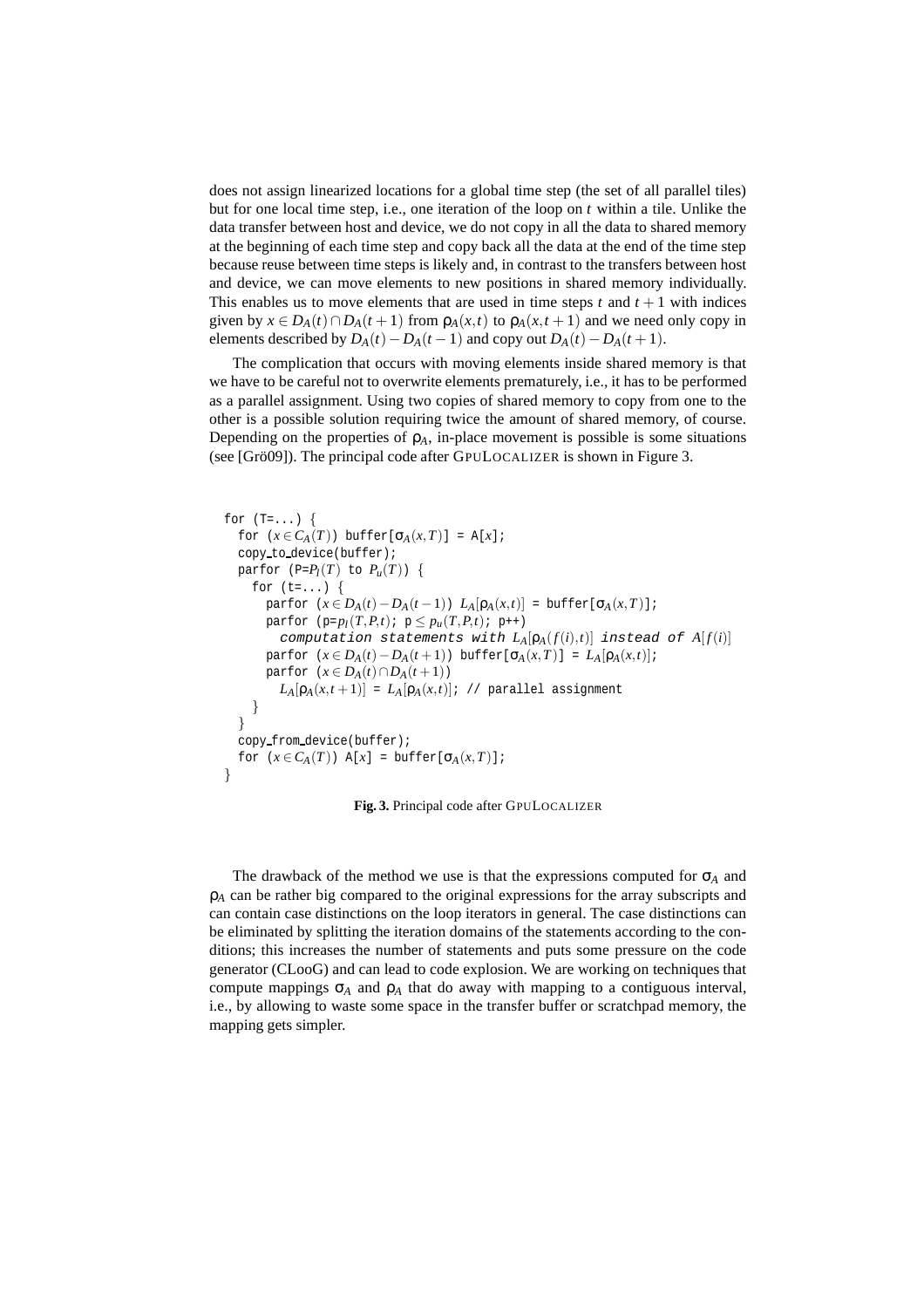does not assign linearized locations for a global time step (the set of all parallel tiles) but for one local time step, i.e., one iteration of the loop on $t$ within a tile. Unlike the data transfer between host and device, we do not copy in all the data to shared memory at the beginning of each time step and copy back all the data at the end of the time step because reuse between time steps is likely and, in contrast to the transfers between host and device, we can move elements to new positions in shared memory individually. This enables us to move elements that are used in time steps $t$ and $t+1$ with indices given by $x \in D_A(t) \cap D_A(t+1)$ from $\rho_A(x,t)$ to $\rho_A(x,t+1)$ and we need only copy in elements described by $D_A(t) - D_A(t-1)$ and copy out $D_A(t) - D_A(t+1)$.

The complication that occurs with moving elements inside shared memory is that we have to be careful not to overwrite elements prematurely, i.e., it has to be performed as a parallel assignment. Using two copies of shared memory to copy from one to the other is a possible solution requiring twice the amount of shared memory, of course. Depending on the properties of $\rho_A$, in-place movement is possible is some situations (see [Grö09]). The principal code after GPULOCALIZER is shown in Figure 3.

```
for (T=...) {
  for (x∈C_A(T)) buffer[σ_A(x,T)] = A[x];
  copy_to_device(buffer);
  parfor (P=P_l(T) to P_u(T)) {
    for (t=...) {
      parfor (x∈D_A(t)−D_A(t−1)) L_A[ρ_A(x,t)] = buffer[σ_A(x,T)];
      parfor (p=p_l(T,P,t); p≤p_u(T,P,t); p++)
        computation statements with L_A[ρ_A(f(i),t)] instead of A[f(i)]
      parfor (x∈D_A(t)−D_A(t+1)) buffer[σ_A(x,T)] = L_A[ρ_A(x,t)];
      parfor (x∈D_A(t)∩D_A(t+1))
        L_A[ρ_A(x,t+1)] = L_A[ρ_A(x,t)]; // parallel assignment
    }
  }
  copy_from_device(buffer);
  for (x∈C_A(T)) A[x] = buffer[σ_A(x,T)];
}
```

**Fig. 3.** Principal code after GPULOCALIZER

The drawback of the method we use is that the expressions computed for $\sigma_A$ and $\rho_A$ can be rather big compared to the original expressions for the array subscripts and can contain case distinctions on the loop iterators in general. The case distinctions can be eliminated by splitting the iteration domains of the statements according to the conditions; this increases the number of statements and puts some pressure on the code generator (CLooG) and can lead to code explosion. We are working on techniques that compute mappings $\sigma_A$ and $\rho_A$ that do away with mapping to a contiguous interval, i.e., by allowing to waste some space in the transfer buffer or scratchpad memory, the mapping gets simpler.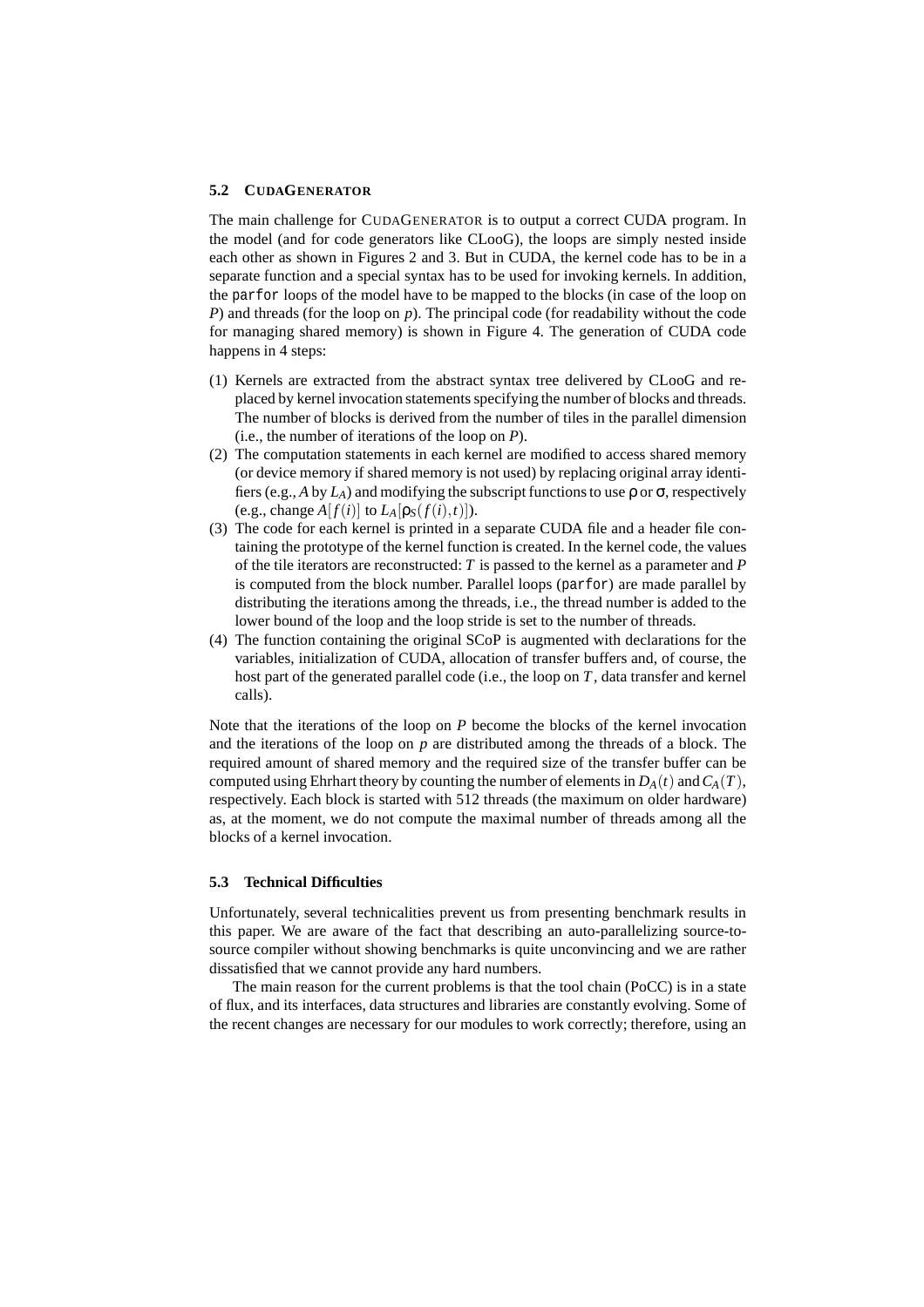### 5.2 CUDAGENERATOR

The main challenge for CUDAGENERATOR is to output a correct CUDA program. In the model (and for code generators like CLooG), the loops are simply nested inside each other as shown in Figures 2 and 3. But in CUDA, the kernel code has to be in a separate function and a special syntax has to be used for invoking kernels. In addition, the `parfor` loops of the model have to be mapped to the blocks (in case of the loop on $P$) and threads (for the loop on $p$). The principal code (for readability without the code for managing shared memory) is shown in Figure 4. The generation of CUDA code happens in 4 steps:

1. Kernels are extracted from the abstract syntax tree delivered by CLooG and replaced by kernel invocation statements specifying the number of blocks and threads. The number of blocks is derived from the number of tiles in the parallel dimension (i.e., the number of iterations of the loop on $P$).
2. The computation statements in each kernel are modified to access shared memory (or device memory if shared memory is not used) by replacing original array identifiers (e.g., $A$ by $L_A$) and modifying the subscript functions to use $\rho$ or $\sigma$, respectively (e.g., change $A[f(i)]$ to $L_A[\rho_S(f(i),t)]$).
3. The code for each kernel is printed in a separate CUDA file and a header file containing the prototype of the kernel function is created. In the kernel code, the values of the tile iterators are reconstructed: $T$ is passed to the kernel as a parameter and $P$ is computed from the block number. Parallel loops (`parfor`) are made parallel by distributing the iterations among the threads, i.e., the thread number is added to the lower bound of the loop and the loop stride is set to the number of threads.
4. The function containing the original SCoP is augmented with declarations for the variables, initialization of CUDA, allocation of transfer buffers and, of course, the host part of the generated parallel code (i.e., the loop on $T$, data transfer and kernel calls).

Note that the iterations of the loop on $P$ become the blocks of the kernel invocation and the iterations of the loop on $p$ are distributed among the threads of a block. The required amount of shared memory and the required size of the transfer buffer can be computed using Ehrhart theory by counting the number of elements in $D_A(t)$ and $C_A(T)$, respectively. Each block is started with 512 threads (the maximum on older hardware) as, at the moment, we do not compute the maximal number of threads among all the blocks of a kernel invocation.

### 5.3 Technical Difficulties

Unfortunately, several technicalities prevent us from presenting benchmark results in this paper. We are aware of the fact that describing an auto-parallelizing source-to-source compiler without showing benchmarks is quite unconvincing and we are rather dissatisfied that we cannot provide any hard numbers.

The main reason for the current problems is that the tool chain (PoCC) is in a state of flux, and its interfaces, data structures and libraries are constantly evolving. Some of the recent changes are necessary for our modules to work correctly; therefore, using an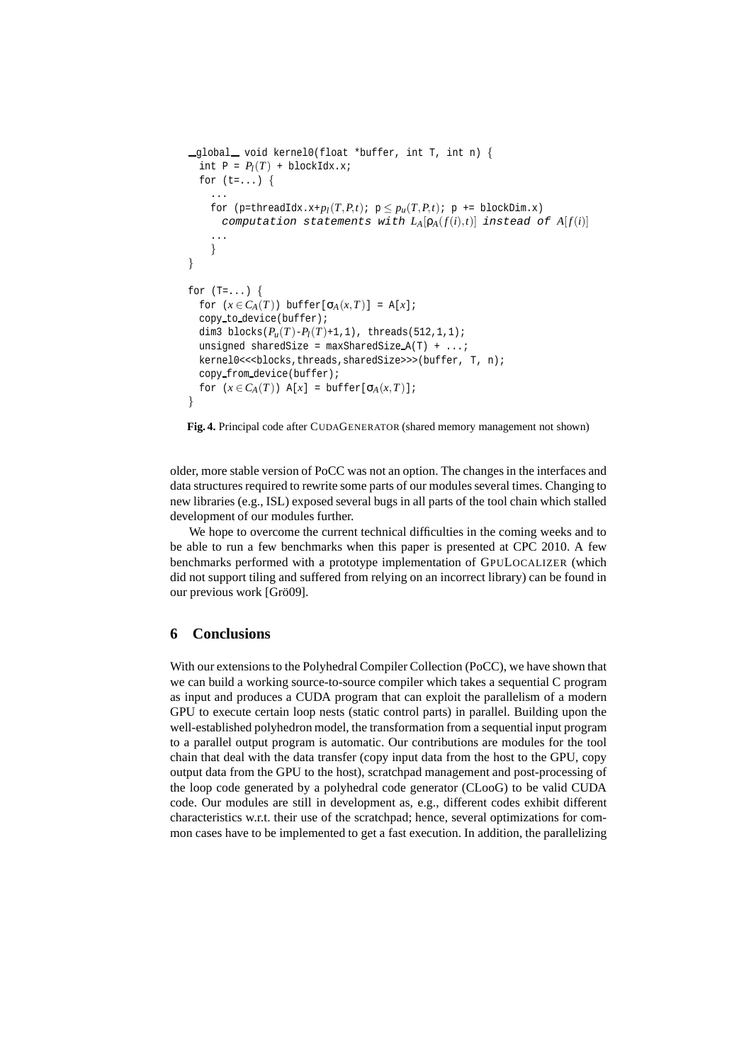```
__global__ void kernel0(float *buffer, int T, int n) {
  int P = P_l(T) + blockIdx.x;
  for (t=...) {
    ...
    for (p=threadIdx.x+p_l(T,P,t); p ≤ p_u(T,P,t); p += blockDim.x)
      computation statements with L_A[ρ_A(f(i),t)] instead of A[f(i)]
    ...
    }
}

for (T=...) {
  for (x ∈ C_A(T)) buffer[σ_A(x,T)] = A[x];
  copy_to_device(buffer);
  dim3 blocks(P_u(T)-P_l(T)+1,1), threads(512,1,1);
  unsigned sharedSize = maxSharedSize_A(T) + ...;
  kernel0<<<blocks,threads,sharedSize>>>(buffer, T, n);
  copy_from_device(buffer);
  for (x ∈ C_A(T)) A[x] = buffer[σ_A(x,T)];
}
```

**Fig. 4.** Principal code after CUDAGENERATOR (shared memory management not shown)

older, more stable version of PoCC was not an option. The changes in the interfaces and data structures required to rewrite some parts of our modules several times. Changing to new libraries (e.g., ISL) exposed several bugs in all parts of the tool chain which stalled development of our modules further.

We hope to overcome the current technical difficulties in the coming weeks and to be able to run a few benchmarks when this paper is presented at CPC 2010. A few benchmarks performed with a prototype implementation of GPULOCALIZER (which did not support tiling and suffered from relying on an incorrect library) can be found in our previous work [Grö09].

## 6 Conclusions

With our extensions to the Polyhedral Compiler Collection (PoCC), we have shown that we can build a working source-to-source compiler which takes a sequential C program as input and produces a CUDA program that can exploit the parallelism of a modern GPU to execute certain loop nests (static control parts) in parallel. Building upon the well-established polyhedron model, the transformation from a sequential input program to a parallel output program is automatic. Our contributions are modules for the tool chain that deal with the data transfer (copy input data from the host to the GPU, copy output data from the GPU to the host), scratchpad management and post-processing of the loop code generated by a polyhedral code generator (CLooG) to be valid CUDA code. Our modules are still in development as, e.g., different codes exhibit different characteristics w.r.t. their use of the scratchpad; hence, several optimizations for common cases have to be implemented to get a fast execution. In addition, the parallelizing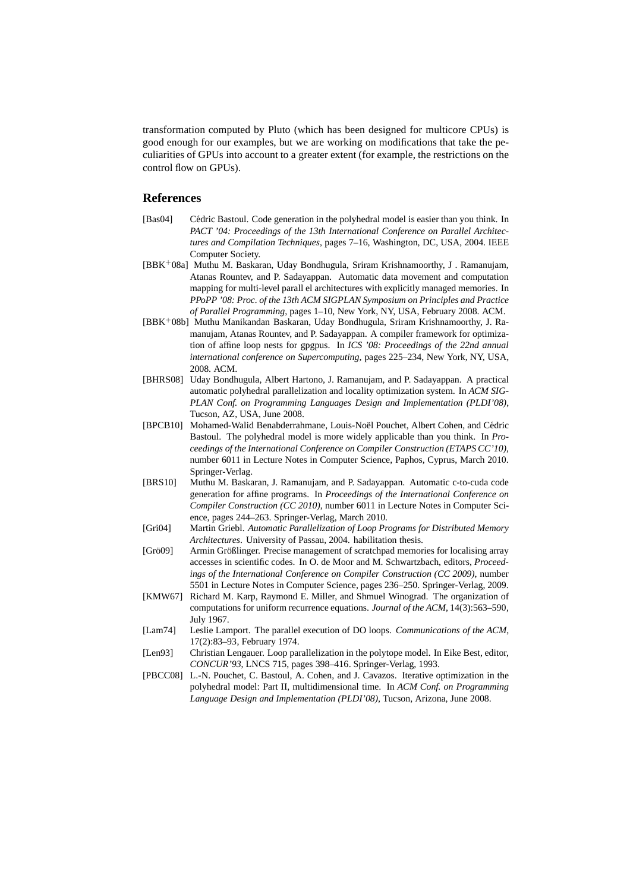transformation computed by Pluto (which has been designed for multicore CPUs) is good enough for our examples, but we are working on modifications that take the peculiarities of GPUs into account to a greater extent (for example, the restrictions on the control flow on GPUs).

## References

[Bas04] Cédric Bastoul. Code generation in the polyhedral model is easier than you think. In *PACT '04: Proceedings of the 13th International Conference on Parallel Architectures and Compilation Techniques*, pages 7–16, Washington, DC, USA, 2004. IEEE Computer Society.

[BBK+08a] Muthu M. Baskaran, Uday Bondhugula, Sriram Krishnamoorthy, J . Ramanujam, Atanas Rountev, and P. Sadayappan. Automatic data movement and computation mapping for multi-level parall el architectures with explicitly managed memories. In *PPoPP '08: Proc. of the 13th ACM SIGPLAN Symposium on Principles and Practice of Parallel Programming*, pages 1–10, New York, NY, USA, February 2008. ACM.

[BBK+08b] Muthu Manikandan Baskaran, Uday Bondhugula, Sriram Krishnamoorthy, J. Ramanujam, Atanas Rountev, and P. Sadayappan. A compiler framework for optimization of affine loop nests for gpgpus. In *ICS '08: Proceedings of the 22nd annual international conference on Supercomputing*, pages 225–234, New York, NY, USA, 2008. ACM.

[BHRS08] Uday Bondhugula, Albert Hartono, J. Ramanujam, and P. Sadayappan. A practical automatic polyhedral parallelization and locality optimization system. In *ACM SIGPLAN Conf. on Programming Languages Design and Implementation (PLDI'08)*, Tucson, AZ, USA, June 2008.

[BPCB10] Mohamed-Walid Benabderrahmane, Louis-Noël Pouchet, Albert Cohen, and Cédric Bastoul. The polyhedral model is more widely applicable than you think. In *Proceedings of the International Conference on Compiler Construction (ETAPS CC'10)*, number 6011 in Lecture Notes in Computer Science, Paphos, Cyprus, March 2010. Springer-Verlag.

[BRS10] Muthu M. Baskaran, J. Ramanujam, and P. Sadayappan. Automatic c-to-cuda code generation for affine programs. In *Proceedings of the International Conference on Compiler Construction (CC 2010)*, number 6011 in Lecture Notes in Computer Science, pages 244–263. Springer-Verlag, March 2010.

[Gri04] Martin Griebl. *Automatic Parallelization of Loop Programs for Distributed Memory Architectures*. University of Passau, 2004. habilitation thesis.

[Grö09] Armin Größlinger. Precise management of scratchpad memories for localising array accesses in scientific codes. In O. de Moor and M. Schwartzbach, editors, *Proceedings of the International Conference on Compiler Construction (CC 2009)*, number 5501 in Lecture Notes in Computer Science, pages 236–250. Springer-Verlag, 2009.

[KMW67] Richard M. Karp, Raymond E. Miller, and Shmuel Winograd. The organization of computations for uniform recurrence equations. *Journal of the ACM*, 14(3):563–590, July 1967.

[Lam74] Leslie Lamport. The parallel execution of DO loops. *Communications of the ACM*, 17(2):83–93, February 1974.

[Len93] Christian Lengauer. Loop parallelization in the polytope model. In Eike Best, editor, *CONCUR'93*, LNCS 715, pages 398–416. Springer-Verlag, 1993.

[PBCC08] L.-N. Pouchet, C. Bastoul, A. Cohen, and J. Cavazos. Iterative optimization in the polyhedral model: Part II, multidimensional time. In *ACM Conf. on Programming Language Design and Implementation (PLDI'08)*, Tucson, Arizona, June 2008.